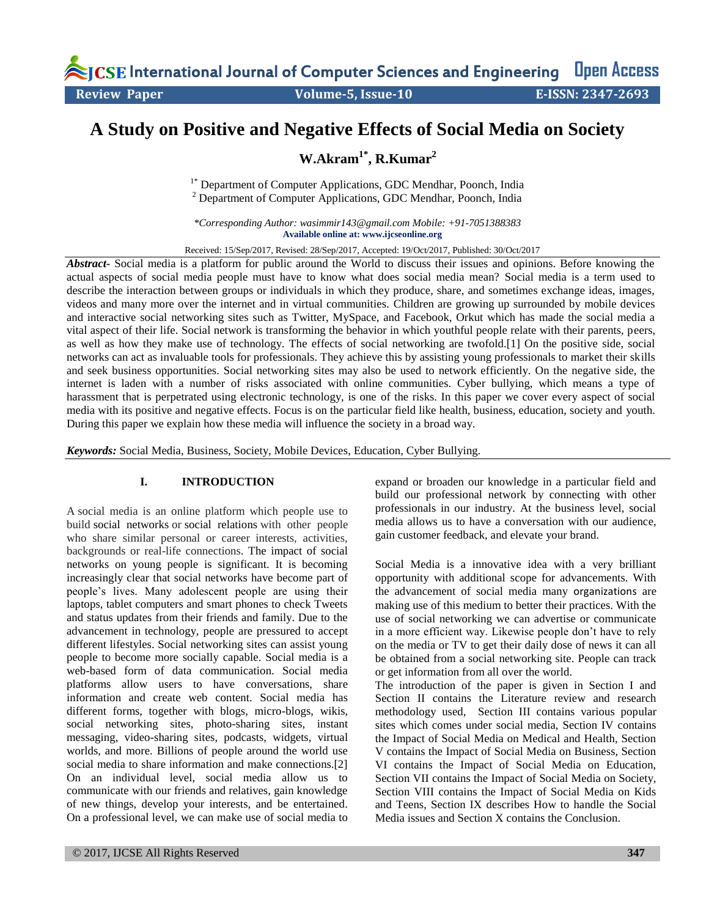# A Study on Positive and Negative Effects of Social Media on Society

**W.Akram[1*], R.Kumar[2]**

[1*] Department of Computer Applications, GDC Mendhar, Poonch, India
[2] Department of Computer Applications, GDC Mendhar, Poonch, India

*\*Corresponding Author: wasimmir143@gmail.com Mobile: +91-7051388383*
**Available online at: www.ijcseonline.org**

Received: 15/Sep/2017, Revised: 28/Sep/2017, Accepted: 19/Oct/2017, Published: 30/Oct/2017

***Abstract-*** Social media is a platform for public around the World to discuss their issues and opinions. Before knowing the actual aspects of social media people must have to know what does social media mean? Social media is a term used to describe the interaction between groups or individuals in which they produce, share, and sometimes exchange ideas, images, videos and many more over the internet and in virtual communities. Children are growing up surrounded by mobile devices and interactive social networking sites such as Twitter, MySpace, and Facebook, Orkut which has made the social media a vital aspect of their life. Social network is transforming the behavior in which youthful people relate with their parents, peers, as well as how they make use of technology. The effects of social networking are twofold.[1] On the positive side, social networks can act as invaluable tools for professionals. They achieve this by assisting young professionals to market their skills and seek business opportunities. Social networking sites may also be used to network efficiently. On the negative side, the internet is laden with a number of risks associated with online communities. Cyber bullying, which means a type of harassment that is perpetrated using electronic technology, is one of the risks. In this paper we cover every aspect of social media with its positive and negative effects. Focus is on the particular field like health, business, education, society and youth. During this paper we explain how these media will influence the society in a broad way.

***Keywords:*** Social Media, Business, Society, Mobile Devices, Education, Cyber Bullying.

## I. INTRODUCTION

A social media is an online platform which people use to build social networks or social relations with other people who share similar personal or career interests, activities, backgrounds or real-life connections. The impact of social networks on young people is significant. It is becoming increasingly clear that social networks have become part of people's lives. Many adolescent people are using their laptops, tablet computers and smart phones to check Tweets and status updates from their friends and family. Due to the advancement in technology, people are pressured to accept different lifestyles. Social networking sites can assist young people to become more socially capable. Social media is a web-based form of data communication. Social media platforms allow users to have conversations, share information and create web content. Social media has different forms, together with blogs, micro-blogs, wikis, social networking sites, photo-sharing sites, instant messaging, video-sharing sites, podcasts, widgets, virtual worlds, and more. Billions of people around the world use social media to share information and make connections.[2] On an individual level, social media allow us to communicate with our friends and relatives, gain knowledge of new things, develop your interests, and be entertained. On a professional level, we can make use of social media to expand or broaden our knowledge in a particular field and build our professional network by connecting with other professionals in our industry. At the business level, social media allows us to have a conversation with our audience, gain customer feedback, and elevate your brand.

Social Media is a innovative idea with a very brilliant opportunity with additional scope for advancements. With the advancement of social media many organizations are making use of this medium to better their practices. With the use of social networking we can advertise or communicate in a more efficient way. Likewise people don't have to rely on the media or TV to get their daily dose of news it can all be obtained from a social networking site. People can track or get information from all over the world.

The introduction of the paper is given in Section I and Section II contains the Literature review and research methodology used, Section III contains various popular sites which comes under social media, Section IV contains the Impact of Social Media on Medical and Health, Section V contains the Impact of Social Media on Business, Section VI contains the Impact of Social Media on Education, Section VII contains the Impact of Social Media on Society, Section VIII contains the Impact of Social Media on Kids and Teens, Section IX describes How to handle the Social Media issues and Section X contains the Conclusion.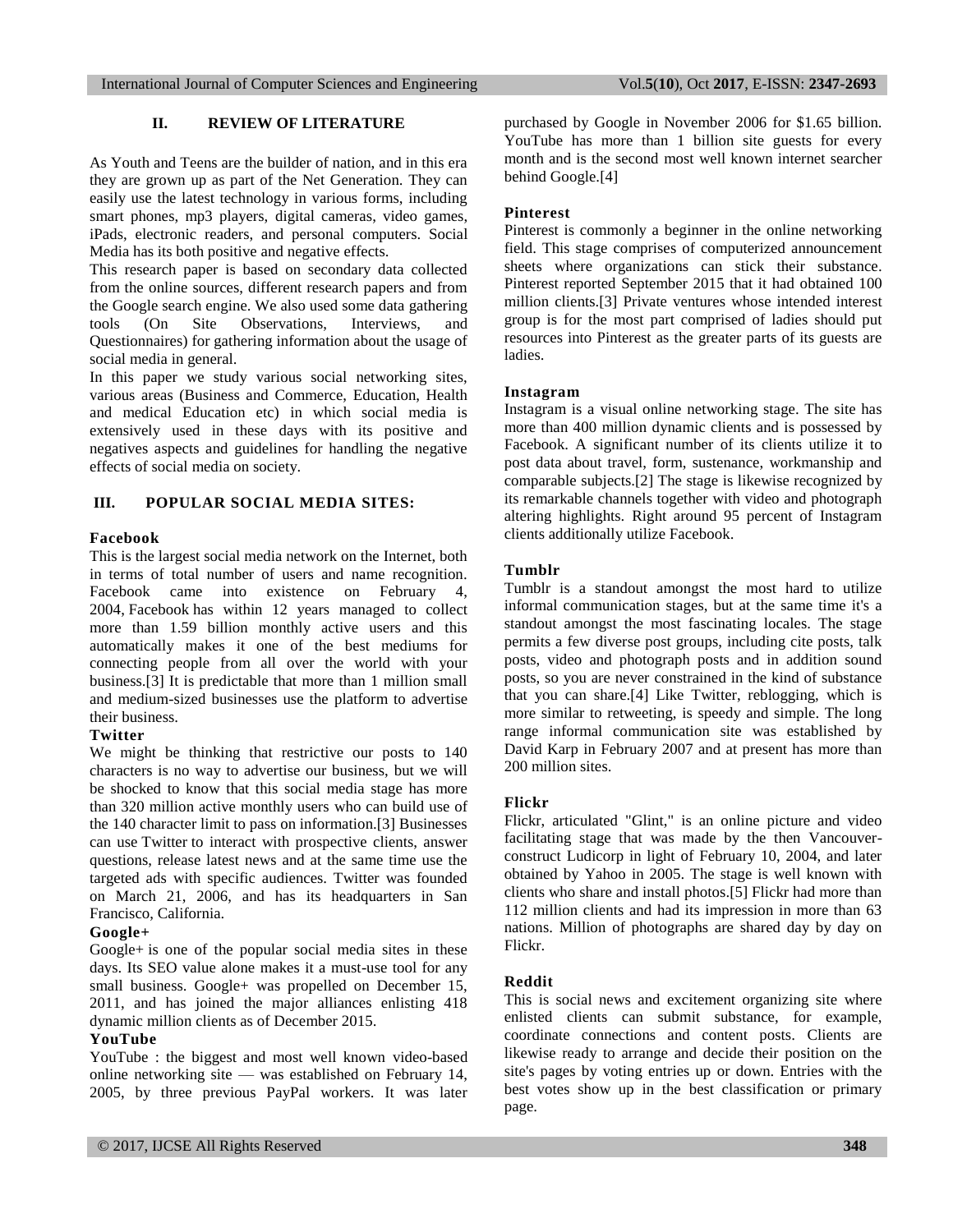## II. REVIEW OF LITERATURE

As Youth and Teens are the builder of nation, and in this era they are grown up as part of the Net Generation. They can easily use the latest technology in various forms, including smart phones, mp3 players, digital cameras, video games, iPads, electronic readers, and personal computers. Social Media has its both positive and negative effects.

This research paper is based on secondary data collected from the online sources, different research papers and from the Google search engine. We also used some data gathering tools (On Site Observations, Interviews, and Questionnaires) for gathering information about the usage of social media in general.

In this paper we study various social networking sites, various areas (Business and Commerce, Education, Health and medical Education etc) in which social media is extensively used in these days with its positive and negatives aspects and guidelines for handling the negative effects of social media on society.

## III. POPULAR SOCIAL MEDIA SITES:

**Facebook**

This is the largest social media network on the Internet, both in terms of total number of users and name recognition. Facebook came into existence on February 4, 2004, Facebook has within 12 years managed to collect more than 1.59 billion monthly active users and this automatically makes it one of the best mediums for connecting people from all over the world with your business.[3] It is predictable that more than 1 million small and medium-sized businesses use the platform to advertise their business.

**Twitter**

We might be thinking that restrictive our posts to 140 characters is no way to advertise our business, but we will be shocked to know that this social media stage has more than 320 million active monthly users who can build use of the 140 character limit to pass on information.[3] Businesses can use Twitter to interact with prospective clients, answer questions, release latest news and at the same time use the targeted ads with specific audiences. Twitter was founded on March 21, 2006, and has its headquarters in San Francisco, California.

**Google+**

Google+ is one of the popular social media sites in these days. Its SEO value alone makes it a must-use tool for any small business. Google+ was propelled on December 15, 2011, and has joined the major alliances enlisting 418 dynamic million clients as of December 2015.

**YouTube**

YouTube : the biggest and most well known video-based online networking site — was established on February 14, 2005, by three previous PayPal workers. It was later purchased by Google in November 2006 for $1.65 billion. YouTube has more than 1 billion site guests for every month and is the second most well known internet searcher behind Google.[4]

**Pinterest**

Pinterest is commonly a beginner in the online networking field. This stage comprises of computerized announcement sheets where organizations can stick their substance. Pinterest reported September 2015 that it had obtained 100 million clients.[3] Private ventures whose intended interest group is for the most part comprised of ladies should put resources into Pinterest as the greater parts of its guests are ladies.

**Instagram**

Instagram is a visual online networking stage. The site has more than 400 million dynamic clients and is possessed by Facebook. A significant number of its clients utilize it to post data about travel, form, sustenance, workmanship and comparable subjects.[2] The stage is likewise recognized by its remarkable channels together with video and photograph altering highlights. Right around 95 percent of Instagram clients additionally utilize Facebook.

**Tumblr**

Tumblr is a standout amongst the most hard to utilize informal communication stages, but at the same time it's a standout amongst the most fascinating locales. The stage permits a few diverse post groups, including cite posts, talk posts, video and photograph posts and in addition sound posts, so you are never constrained in the kind of substance that you can share.[4] Like Twitter, reblogging, which is more similar to retweeting, is speedy and simple. The long range informal communication site was established by David Karp in February 2007 and at present has more than 200 million sites.

**Flickr**

Flickr, articulated "Glint," is an online picture and video facilitating stage that was made by the then Vancouver-construct Ludicorp in light of February 10, 2004, and later obtained by Yahoo in 2005. The stage is well known with clients who share and install photos.[5] Flickr had more than 112 million clients and had its impression in more than 63 nations. Million of photographs are shared day by day on Flickr.

**Reddit**

This is social news and excitement organizing site where enlisted clients can submit substance, for example, coordinate connections and content posts. Clients are likewise ready to arrange and decide their position on the site's pages by voting entries up or down. Entries with the best votes show up in the best classification or primary page.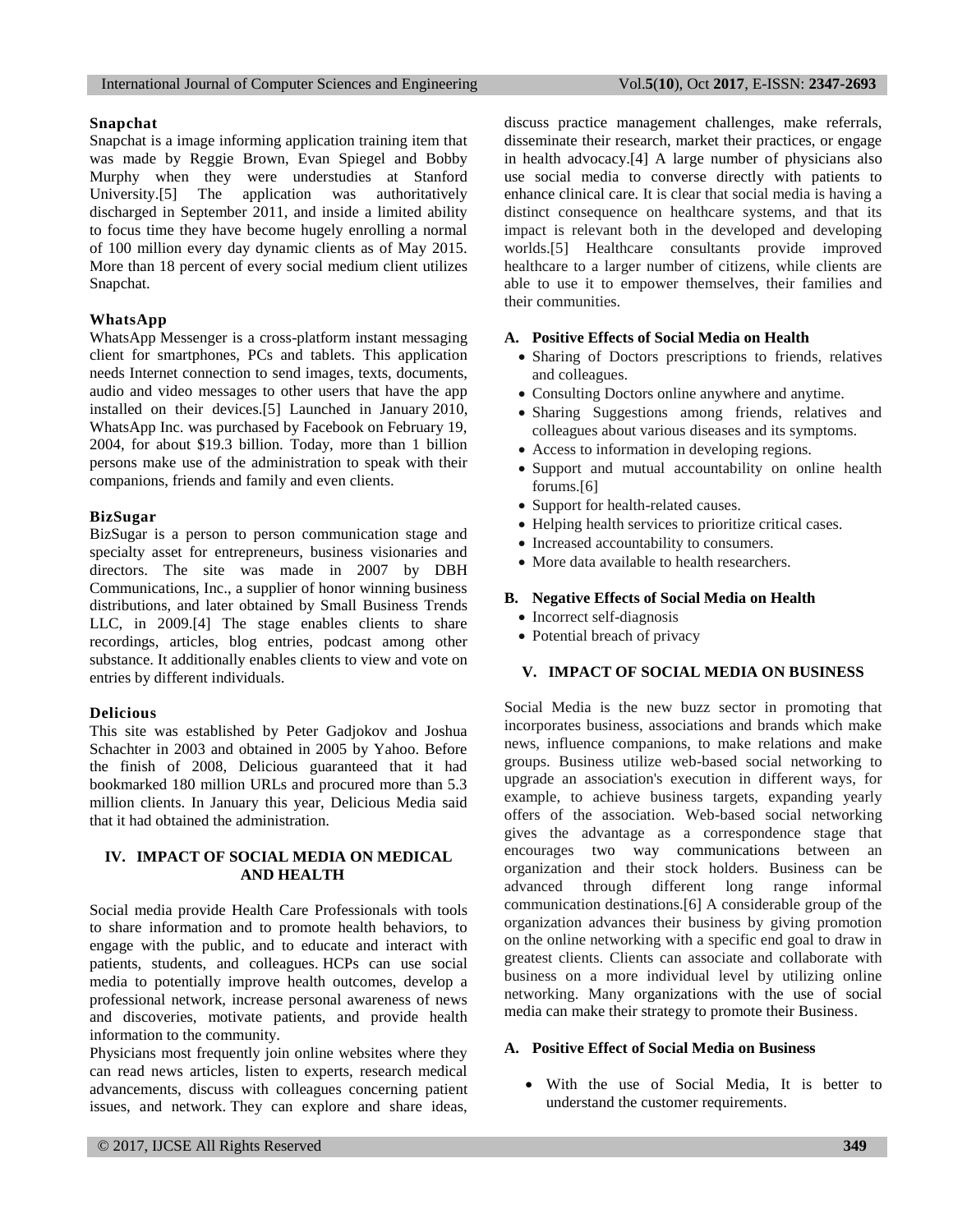### Snapchat

Snapchat is a image informing application training item that was made by Reggie Brown, Evan Spiegel and Bobby Murphy when they were understudies at Stanford University.[5] The application was authoritatively discharged in September 2011, and inside a limited ability to focus time they have become hugely enrolling a normal of 100 million every day dynamic clients as of May 2015. More than 18 percent of every social medium client utilizes Snapchat.

### WhatsApp

WhatsApp Messenger is a cross-platform instant messaging client for smartphones, PCs and tablets. This application needs Internet connection to send images, texts, documents, audio and video messages to other users that have the app installed on their devices.[5] Launched in January 2010, WhatsApp Inc. was purchased by Facebook on February 19, 2004, for about $19.3 billion. Today, more than 1 billion persons make use of the administration to speak with their companions, friends and family and even clients.

### BizSugar

BizSugar is a person to person communication stage and specialty asset for entrepreneurs, business visionaries and directors. The site was made in 2007 by DBH Communications, Inc., a supplier of honor winning business distributions, and later obtained by Small Business Trends LLC, in 2009.[4] The stage enables clients to share recordings, articles, blog entries, podcast among other substance. It additionally enables clients to view and vote on entries by different individuals.

### Delicious

This site was established by Peter Gadjokov and Joshua Schachter in 2003 and obtained in 2005 by Yahoo. Before the finish of 2008, Delicious guaranteed that it had bookmarked 180 million URLs and procured more than 5.3 million clients. In January this year, Delicious Media said that it had obtained the administration.

## IV. IMPACT OF SOCIAL MEDIA ON MEDICAL AND HEALTH

Social media provide Health Care Professionals with tools to share information and to promote health behaviors, to engage with the public, and to educate and interact with patients, students, and colleagues. HCPs can use social media to potentially improve health outcomes, develop a professional network, increase personal awareness of news and discoveries, motivate patients, and provide health information to the community.

Physicians most frequently join online websites where they can read news articles, listen to experts, research medical advancements, discuss with colleagues concerning patient issues, and network. They can explore and share ideas, discuss practice management challenges, make referrals, disseminate their research, market their practices, or engage in health advocacy.[4] A large number of physicians also use social media to converse directly with patients to enhance clinical care. It is clear that social media is having a distinct consequence on healthcare systems, and that its impact is relevant both in the developed and developing worlds.[5] Healthcare consultants provide improved healthcare to a larger number of citizens, while clients are able to use it to empower themselves, their families and their communities.

### A. Positive Effects of Social Media on Health

- Sharing of Doctors prescriptions to friends, relatives and colleagues.
- Consulting Doctors online anywhere and anytime.
- Sharing Suggestions among friends, relatives and colleagues about various diseases and its symptoms.
- Access to information in developing regions.
- Support and mutual accountability on online health forums.[6]
- Support for health-related causes.
- Helping health services to prioritize critical cases.
- Increased accountability to consumers.
- More data available to health researchers.

### B. Negative Effects of Social Media on Health

- Incorrect self-diagnosis
- Potential breach of privacy

## V. IMPACT OF SOCIAL MEDIA ON BUSINESS

Social Media is the new buzz sector in promoting that incorporates business, associations and brands which make news, influence companions, to make relations and make groups. Business utilize web-based social networking to upgrade an association's execution in different ways, for example, to achieve business targets, expanding yearly offers of the association. Web-based social networking gives the advantage as a correspondence stage that encourages two way communications between an organization and their stock holders. Business can be advanced through different long range informal communication destinations.[6] A considerable group of the organization advances their business by giving promotion on the online networking with a specific end goal to draw in greatest clients. Clients can associate and collaborate with business on a more individual level by utilizing online networking. Many organizations with the use of social media can make their strategy to promote their Business.

### A. Positive Effect of Social Media on Business

- With the use of Social Media, It is better to understand the customer requirements.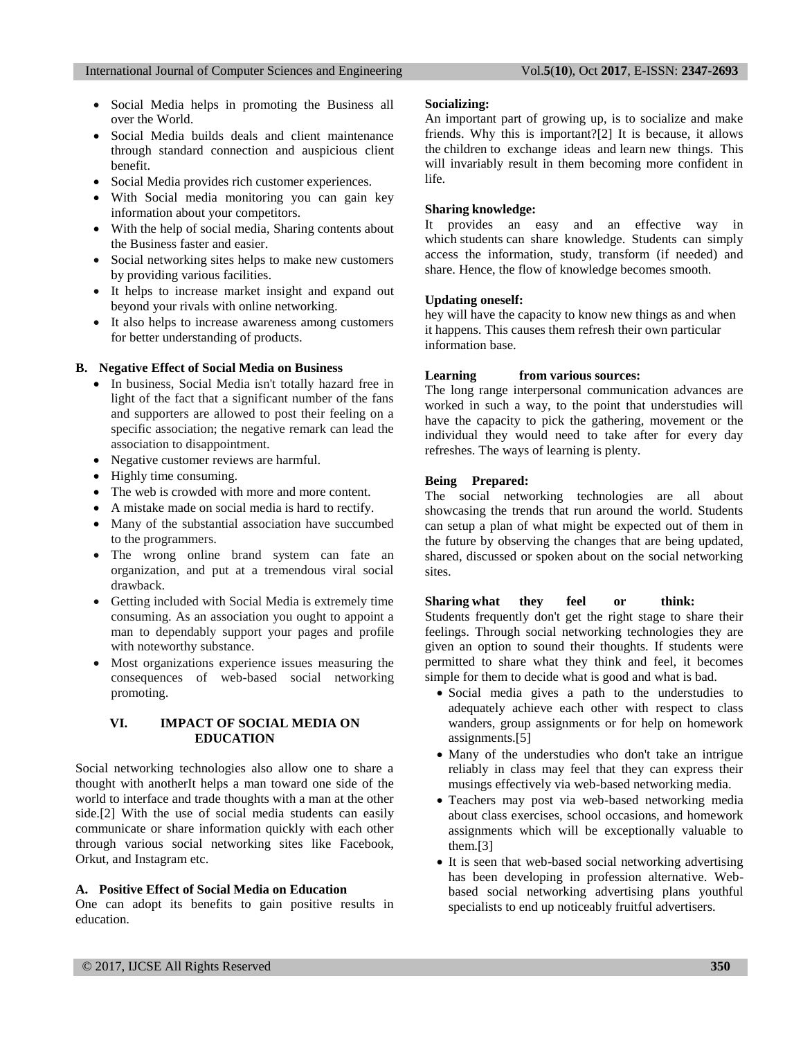- Social Media helps in promoting the Business all over the World.
- Social Media builds deals and client maintenance through standard connection and auspicious client benefit.
- Social Media provides rich customer experiences.
- With Social media monitoring you can gain key information about your competitors.
- With the help of social media, Sharing contents about the Business faster and easier.
- Social networking sites helps to make new customers by providing various facilities.
- It helps to increase market insight and expand out beyond your rivals with online networking.
- It also helps to increase awareness among customers for better understanding of products.

### B. Negative Effect of Social Media on Business

- In business, Social Media isn't totally hazard free in light of the fact that a significant number of the fans and supporters are allowed to post their feeling on a specific association; the negative remark can lead the association to disappointment.
- Negative customer reviews are harmful.
- Highly time consuming.
- The web is crowded with more and more content.
- A mistake made on social media is hard to rectify.
- Many of the substantial association have succumbed to the programmers.
- The wrong online brand system can fate an organization, and put at a tremendous viral social drawback.
- Getting included with Social Media is extremely time consuming. As an association you ought to appoint a man to dependably support your pages and profile with noteworthy substance.
- Most organizations experience issues measuring the consequences of web-based social networking promoting.

## VI. IMPACT OF SOCIAL MEDIA ON EDUCATION

Social networking technologies also allow one to share a thought with anotherIt helps a man toward one side of the world to interface and trade thoughts with a man at the other side.[2] With the use of social media students can easily communicate or share information quickly with each other through various social networking sites like Facebook, Orkut, and Instagram etc.

### A. Positive Effect of Social Media on Education

One can adopt its benefits to gain positive results in education.

**Socializing:**

An important part of growing up, is to socialize and make friends. Why this is important?[2] It is because, it allows the children to exchange ideas and learn new things. This will invariably result in them becoming more confident in life.

**Sharing knowledge:**

It provides an easy and an effective way in which students can share knowledge. Students can simply access the information, study, transform (if needed) and share. Hence, the flow of knowledge becomes smooth.

**Updating oneself:**

hey will have the capacity to know new things as and when it happens. This causes them refresh their own particular information base.

**Learning from various sources:**

The long range interpersonal communication advances are worked in such a way, to the point that understudies will have the capacity to pick the gathering, movement or the individual they would need to take after for every day refreshes. The ways of learning is plenty.

**Being Prepared:**

The social networking technologies are all about showcasing the trends that run around the world. Students can setup a plan of what might be expected out of them in the future by observing the changes that are being updated, shared, discussed or spoken about on the social networking sites.

**Sharing what they feel or think:**

Students frequently don't get the right stage to share their feelings. Through social networking technologies they are given an option to sound their thoughts. If students were permitted to share what they think and feel, it becomes simple for them to decide what is good and what is bad.

- Social media gives a path to the understudies to adequately achieve each other with respect to class wanders, group assignments or for help on homework assignments.[5]
- Many of the understudies who don't take an intrigue reliably in class may feel that they can express their musings effectively via web-based networking media.
- Teachers may post via web-based networking media about class exercises, school occasions, and homework assignments which will be exceptionally valuable to them.[3]
- It is seen that web-based social networking advertising has been developing in profession alternative. Web-based social networking advertising plans youthful specialists to end up noticeably fruitful advertisers.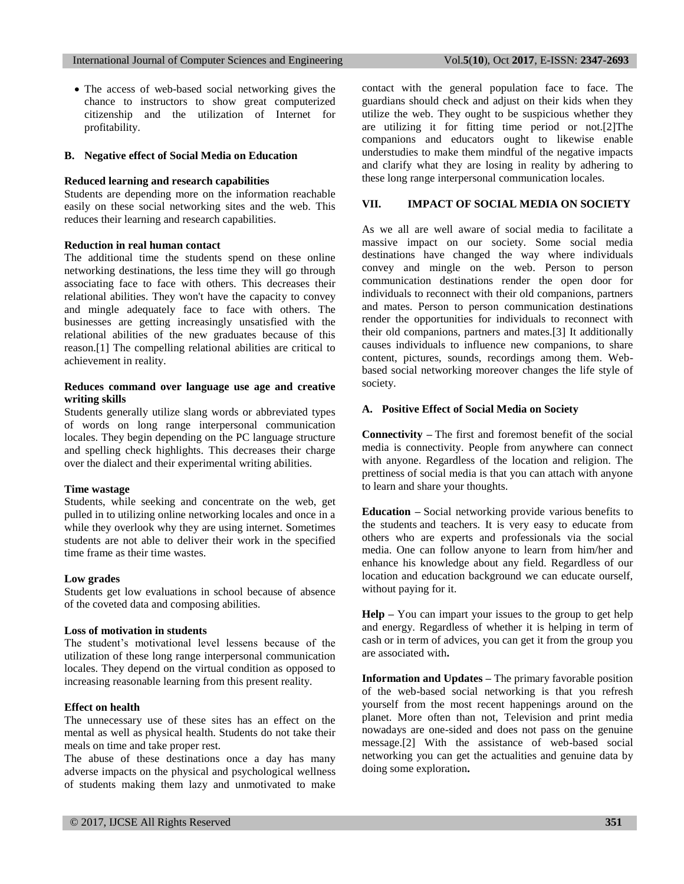- The access of web-based social networking gives the chance to instructors to show great computerized citizenship and the utilization of Internet for profitability.

### B. Negative effect of Social Media on Education

**Reduced learning and research capabilities**

Students are depending more on the information reachable easily on these social networking sites and the web. This reduces their learning and research capabilities.

**Reduction in real human contact**

The additional time the students spend on these online networking destinations, the less time they will go through associating face to face with others. This decreases their relational abilities. They won't have the capacity to convey and mingle adequately face to face with others. The businesses are getting increasingly unsatisfied with the relational abilities of the new graduates because of this reason.[1] The compelling relational abilities are critical to achievement in reality.

**Reduces command over language use age and creative writing skills**

Students generally utilize slang words or abbreviated types of words on long range interpersonal communication locales. They begin depending on the PC language structure and spelling check highlights. This decreases their charge over the dialect and their experimental writing abilities.

**Time wastage**

Students, while seeking and concentrate on the web, get pulled in to utilizing online networking locales and once in a while they overlook why they are using internet. Sometimes students are not able to deliver their work in the specified time frame as their time wastes.

**Low grades**

Students get low evaluations in school because of absence of the coveted data and composing abilities.

**Loss of motivation in students**

The student's motivational level lessens because of the utilization of these long range interpersonal communication locales. They depend on the virtual condition as opposed to increasing reasonable learning from this present reality.

**Effect on health**

The unnecessary use of these sites has an effect on the mental as well as physical health. Students do not take their meals on time and take proper rest.

The abuse of these destinations once a day has many adverse impacts on the physical and psychological wellness of students making them lazy and unmotivated to make contact with the general population face to face. The guardians should check and adjust on their kids when they utilize the web. They ought to be suspicious whether they are utilizing it for fitting time period or not.[2]The companions and educators ought to likewise enable understudies to make them mindful of the negative impacts and clarify what they are losing in reality by adhering to these long range interpersonal communication locales.

## VII. IMPACT OF SOCIAL MEDIA ON SOCIETY

As we all are well aware of social media to facilitate a massive impact on our society. Some social media destinations have changed the way where individuals convey and mingle on the web. Person to person communication destinations render the open door for individuals to reconnect with their old companions, partners and mates. Person to person communication destinations render the opportunities for individuals to reconnect with their old companions, partners and mates.[3] It additionally causes individuals to influence new companions, to share content, pictures, sounds, recordings among them. Web-based social networking moreover changes the life style of society.

### A. Positive Effect of Social Media on Society

**Connectivity –** The first and foremost benefit of the social media is connectivity. People from anywhere can connect with anyone. Regardless of the location and religion. The prettiness of social media is that you can attach with anyone to learn and share your thoughts.

**Education –** Social networking provide various benefits to the students and teachers. It is very easy to educate from others who are experts and professionals via the social media. One can follow anyone to learn from him/her and enhance his knowledge about any field. Regardless of our location and education background we can educate ourself, without paying for it.

**Help –** You can impart your issues to the group to get help and energy. Regardless of whether it is helping in term of cash or in term of advices, you can get it from the group you are associated with**.**

**Information and Updates –** The primary favorable position of the web-based social networking is that you refresh yourself from the most recent happenings around on the planet. More often than not, Television and print media nowadays are one-sided and does not pass on the genuine message.[2] With the assistance of web-based social networking you can get the actualities and genuine data by doing some exploration**.**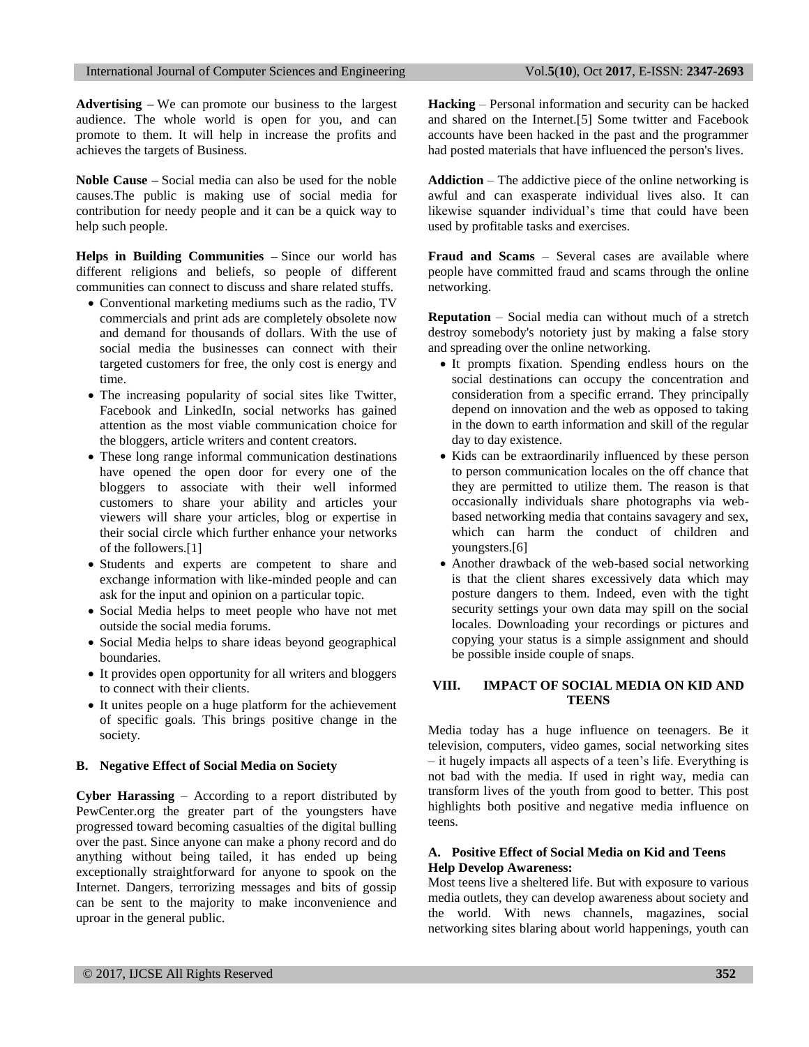**Advertising –** We can promote our business to the largest audience. The whole world is open for you, and can promote to them. It will help in increase the profits and achieves the targets of Business.

**Noble Cause –** Social media can also be used for the noble causes.The public is making use of social media for contribution for needy people and it can be a quick way to help such people.

**Helps in Building Communities –** Since our world has different religions and beliefs, so people of different communities can connect to discuss and share related stuffs.

- Conventional marketing mediums such as the radio, TV commercials and print ads are completely obsolete now and demand for thousands of dollars. With the use of social media the businesses can connect with their targeted customers for free, the only cost is energy and time.
- The increasing popularity of social sites like Twitter, Facebook and LinkedIn, social networks has gained attention as the most viable communication choice for the bloggers, article writers and content creators.
- These long range informal communication destinations have opened the open door for every one of the bloggers to associate with their well informed customers to share your ability and articles your viewers will share your articles, blog or expertise in their social circle which further enhance your networks of the followers.[1]
- Students and experts are competent to share and exchange information with like-minded people and can ask for the input and opinion on a particular topic.
- Social Media helps to meet people who have not met outside the social media forums.
- Social Media helps to share ideas beyond geographical boundaries.
- It provides open opportunity for all writers and bloggers to connect with their clients.
- It unites people on a huge platform for the achievement of specific goals. This brings positive change in the society.

### B. Negative Effect of Social Media on Society

**Cyber Harassing** – According to a report distributed by PewCenter.org the greater part of the youngsters have progressed toward becoming casualties of the digital bulling over the past. Since anyone can make a phony record and do anything without being tailed, it has ended up being exceptionally straightforward for anyone to spook on the Internet. Dangers, terrorizing messages and bits of gossip can be sent to the majority to make inconvenience and uproar in the general public.

**Hacking** – Personal information and security can be hacked and shared on the Internet.[5] Some twitter and Facebook accounts have been hacked in the past and the programmer had posted materials that have influenced the person's lives.

**Addiction** – The addictive piece of the online networking is awful and can exasperate individual lives also. It can likewise squander individual's time that could have been used by profitable tasks and exercises.

**Fraud and Scams** – Several cases are available where people have committed fraud and scams through the online networking.

**Reputation** – Social media can without much of a stretch destroy somebody's notoriety just by making a false story and spreading over the online networking.

- It prompts fixation. Spending endless hours on the social destinations can occupy the concentration and consideration from a specific errand. They principally depend on innovation and the web as opposed to taking in the down to earth information and skill of the regular day to day existence.
- Kids can be extraordinarily influenced by these person to person communication locales on the off chance that they are permitted to utilize them. The reason is that occasionally individuals share photographs via web-based networking media that contains savagery and sex, which can harm the conduct of children and youngsters.[6]
- Another drawback of the web-based social networking is that the client shares excessively data which may posture dangers to them. Indeed, even with the tight security settings your own data may spill on the social locales. Downloading your recordings or pictures and copying your status is a simple assignment and should be possible inside couple of snaps.

## VIII. IMPACT OF SOCIAL MEDIA ON KID AND TEENS

Media today has a huge influence on teenagers. Be it television, computers, video games, social networking sites – it hugely impacts all aspects of a teen's life. Everything is not bad with the media. If used in right way, media can transform lives of the youth from good to better. This post highlights both positive and negative media influence on teens.

### A. Positive Effect of Social Media on Kid and Teens

**Help Develop Awareness:**

Most teens live a sheltered life. But with exposure to various media outlets, they can develop awareness about society and the world. With news channels, magazines, social networking sites blaring about world happenings, youth can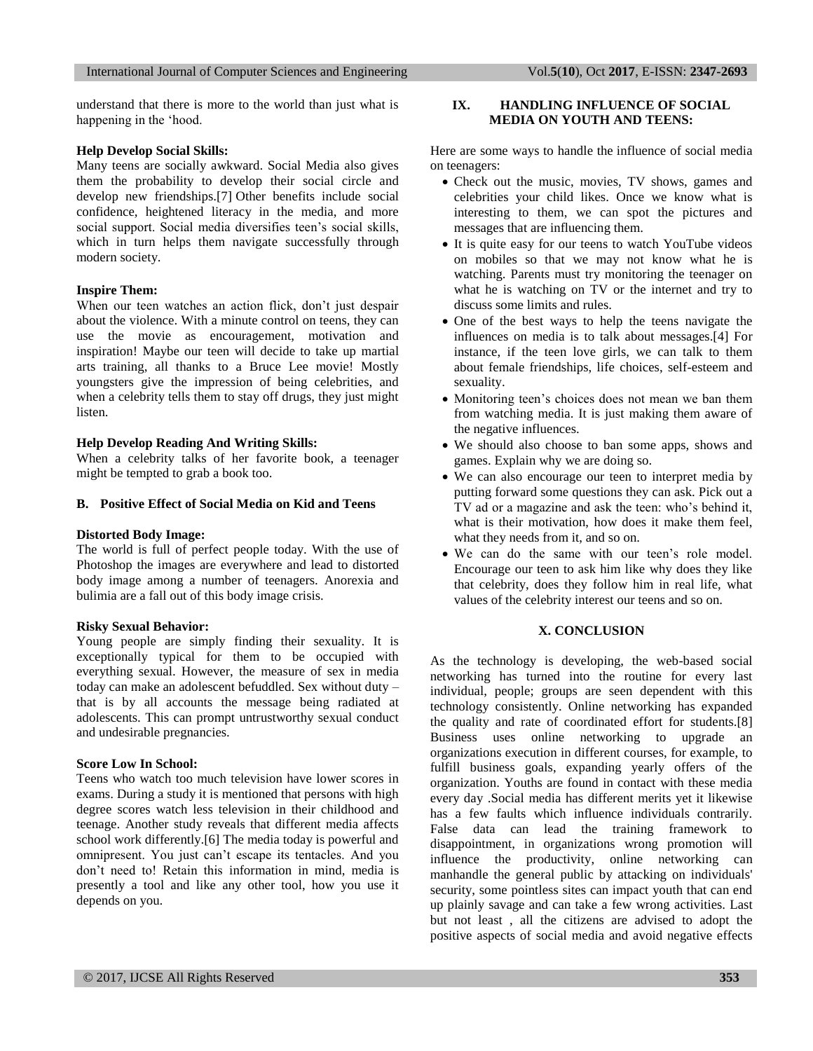understand that there is more to the world than just what is happening in the 'hood.

**Help Develop Social Skills:**
Many teens are socially awkward. Social Media also gives them the probability to develop their social circle and develop new friendships.[7] Other benefits include social confidence, heightened literacy in the media, and more social support. Social media diversifies teen's social skills, which in turn helps them navigate successfully through modern society.

**Inspire Them:**
When our teen watches an action flick, don't just despair about the violence. With a minute control on teens, they can use the movie as encouragement, motivation and inspiration! Maybe our teen will decide to take up martial arts training, all thanks to a Bruce Lee movie! Mostly youngsters give the impression of being celebrities, and when a celebrity tells them to stay off drugs, they just might listen.

**Help Develop Reading And Writing Skills:**
When a celebrity talks of her favorite book, a teenager might be tempted to grab a book too.

### B. Positive Effect of Social Media on Kid and Teens

**Distorted Body Image:**
The world is full of perfect people today. With the use of Photoshop the images are everywhere and lead to distorted body image among a number of teenagers. Anorexia and bulimia are a fall out of this body image crisis.

**Risky Sexual Behavior:**
Young people are simply finding their sexuality. It is exceptionally typical for them to be occupied with everything sexual. However, the measure of sex in media today can make an adolescent befuddled. Sex without duty – that is by all accounts the message being radiated at adolescents. This can prompt untrustworthy sexual conduct and undesirable pregnancies.

**Score Low In School:**
Teens who watch too much television have lower scores in exams. During a study it is mentioned that persons with high degree scores watch less television in their childhood and teenage. Another study reveals that different media affects school work differently.[6] The media today is powerful and omnipresent. You just can't escape its tentacles. And you don't need to! Retain this information in mind, media is presently a tool and like any other tool, how you use it depends on you.

## IX. HANDLING INFLUENCE OF SOCIAL MEDIA ON YOUTH AND TEENS:

Here are some ways to handle the influence of social media on teenagers:

- Check out the music, movies, TV shows, games and celebrities your child likes. Once we know what is interesting to them, we can spot the pictures and messages that are influencing them.
- It is quite easy for our teens to watch YouTube videos on mobiles so that we may not know what he is watching. Parents must try monitoring the teenager on what he is watching on TV or the internet and try to discuss some limits and rules.
- One of the best ways to help the teens navigate the influences on media is to talk about messages.[4] For instance, if the teen love girls, we can talk to them about female friendships, life choices, self-esteem and sexuality.
- Monitoring teen's choices does not mean we ban them from watching media. It is just making them aware of the negative influences.
- We should also choose to ban some apps, shows and games. Explain why we are doing so.
- We can also encourage our teen to interpret media by putting forward some questions they can ask. Pick out a TV ad or a magazine and ask the teen: who's behind it, what is their motivation, how does it make them feel, what they needs from it, and so on.
- We can do the same with our teen's role model. Encourage our teen to ask him like why does they like that celebrity, does they follow him in real life, what values of the celebrity interest our teens and so on.

## X. CONCLUSION

As the technology is developing, the web-based social networking has turned into the routine for every last individual, people; groups are seen dependent with this technology consistently. Online networking has expanded the quality and rate of coordinated effort for students.[8] Business uses online networking to upgrade an organizations execution in different courses, for example, to fulfill business goals, expanding yearly offers of the organization. Youths are found in contact with these media every day .Social media has different merits yet it likewise has a few faults which influence individuals contrarily. False data can lead the training framework to disappointment, in organizations wrong promotion will influence the productivity, online networking can manhandle the general public by attacking on individuals' security, some pointless sites can impact youth that can end up plainly savage and can take a few wrong activities. Last but not least , all the citizens are advised to adopt the positive aspects of social media and avoid negative effects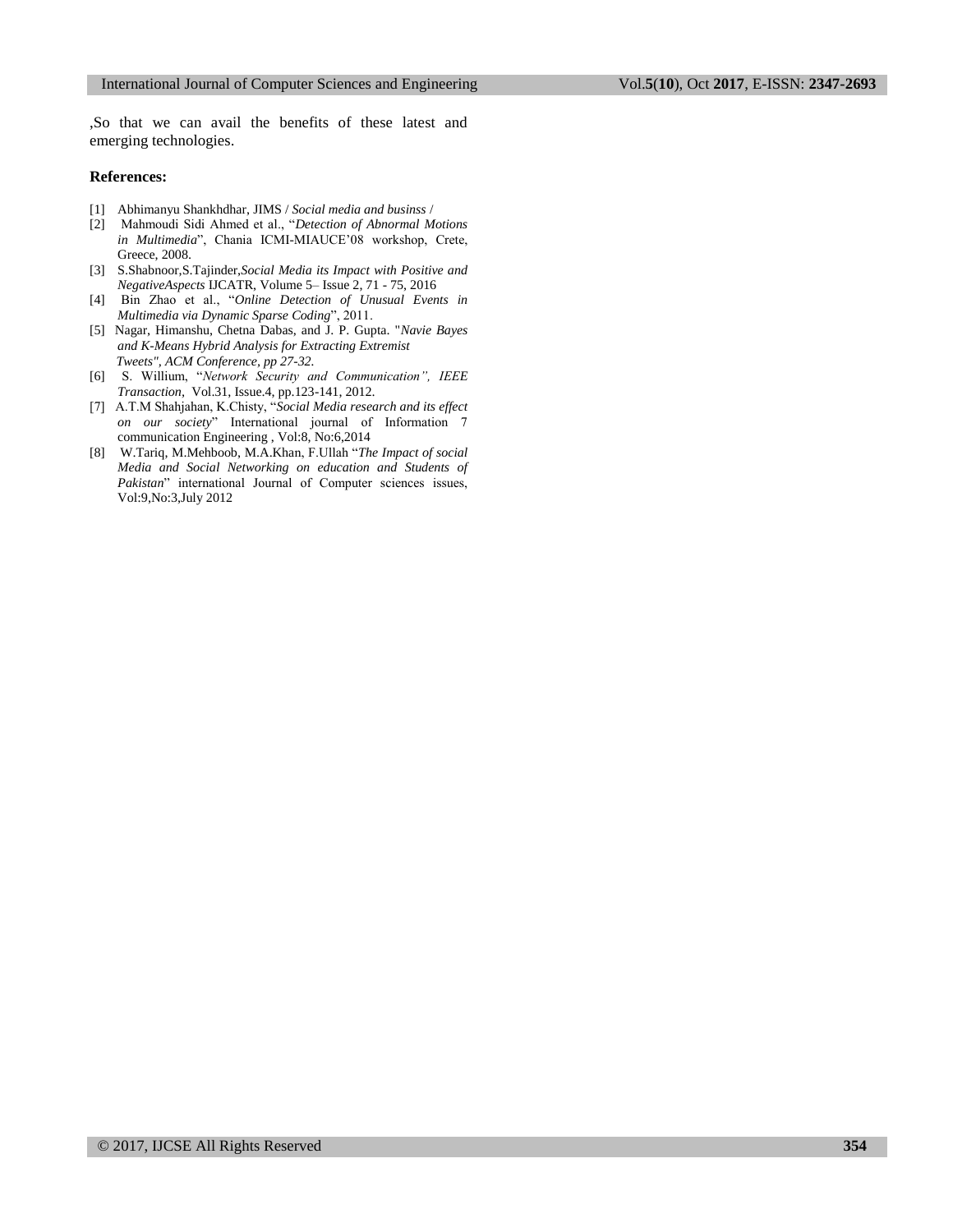,So that we can avail the benefits of these latest and emerging technologies.

**References:**

[1] Abhimanyu Shankhdhar, JIMS / *Social media and businss* /

[2] Mahmoudi Sidi Ahmed et al., "*Detection of Abnormal Motions in Multimedia*", Chania ICMI-MIAUCE'08 workshop, Crete, Greece, 2008.

[3] S.Shabnoor,S.Tajinder,*Social Media its Impact with Positive and NegativeAspects* IJCATR, Volume 5– Issue 2, 71 - 75, 2016

[4] Bin Zhao et al., "*Online Detection of Unusual Events in Multimedia via Dynamic Sparse Coding*", 2011.

[5] Nagar, Himanshu, Chetna Dabas, and J. P. Gupta. "*Navie Bayes and K-Means Hybrid Analysis for Extracting Extremist Tweets", ACM Conference, pp 27-32.*

[6] S. Willium, "*Network Security and Communication", IEEE Transaction,* Vol.31, Issue.4, pp.123-141, 2012.

[7] A.T.M Shahjahan, K.Chisty, "*Social Media research and its effect on our society*" International journal of Information 7 communication Engineering , Vol:8, No:6,2014

[8] W.Tariq, M.Mehboob, M.A.Khan, F.Ullah "*The Impact of social Media and Social Networking on education and Students of Pakistan*" international Journal of Computer sciences issues, Vol:9,No:3,July 2012